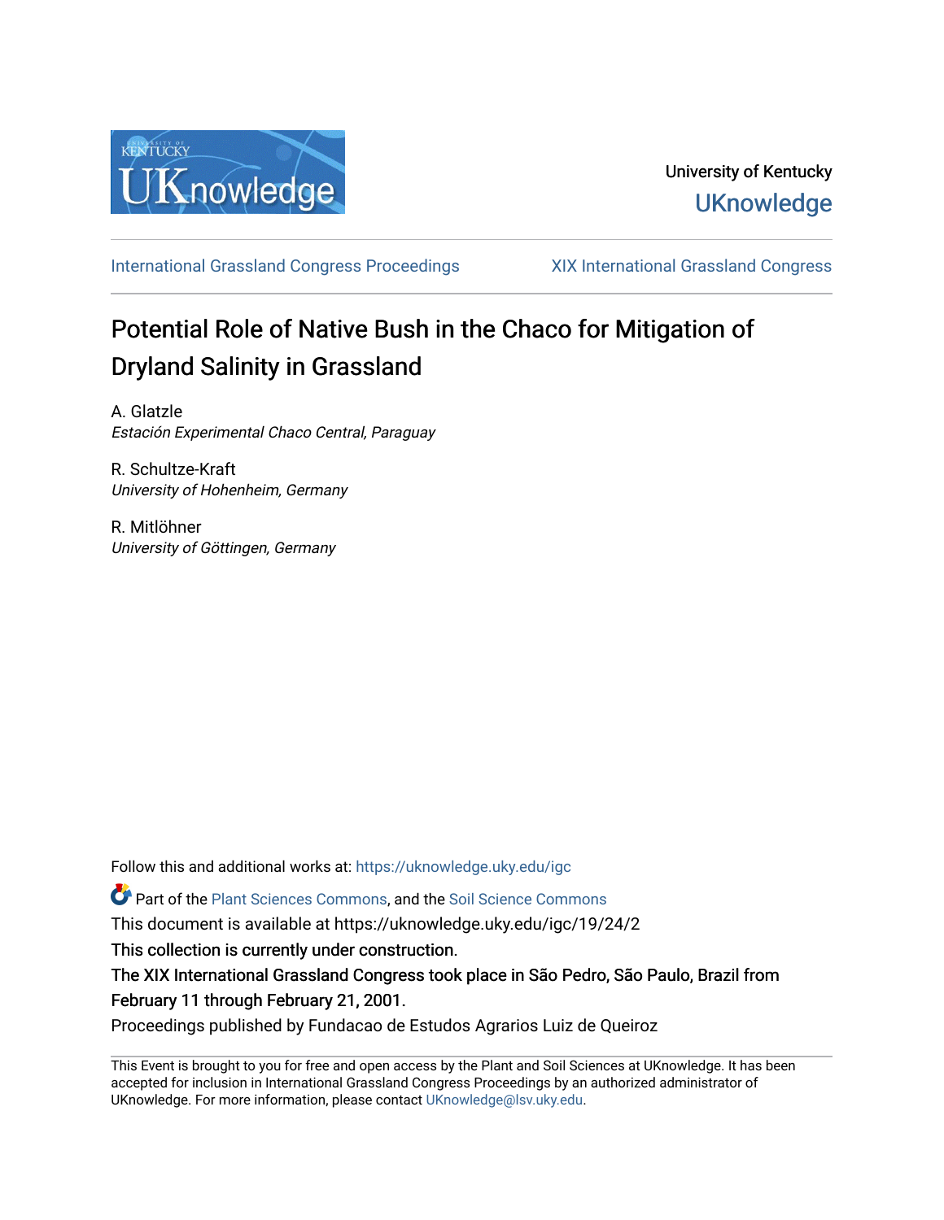University of Kentucky
UKnowledge

International Grassland Congress Proceedings | XIX International Grassland Congress

# Potential Role of Native Bush in the Chaco for Mitigation of Dryland Salinity in Grassland

A. Glatzle
*Estación Experimental Chaco Central, Paraguay*

R. Schultze-Kraft
*University of Hohenheim, Germany*

R. Mitlöhner
*University of Göttingen, Germany*

Follow this and additional works at: https://uknowledge.uky.edu/igc

Part of the Plant Sciences Commons, and the Soil Science Commons

This document is available at https://uknowledge.uky.edu/igc/19/24/2

This collection is currently under construction.

The XIX International Grassland Congress took place in São Pedro, São Paulo, Brazil from February 11 through February 21, 2001.

Proceedings published by Fundacao de Estudos Agrarios Luiz de Queiroz

This Event is brought to you for free and open access by the Plant and Soil Sciences at UKnowledge. It has been accepted for inclusion in International Grassland Congress Proceedings by an authorized administrator of UKnowledge. For more information, please contact UKnowledge@lsv.uky.edu.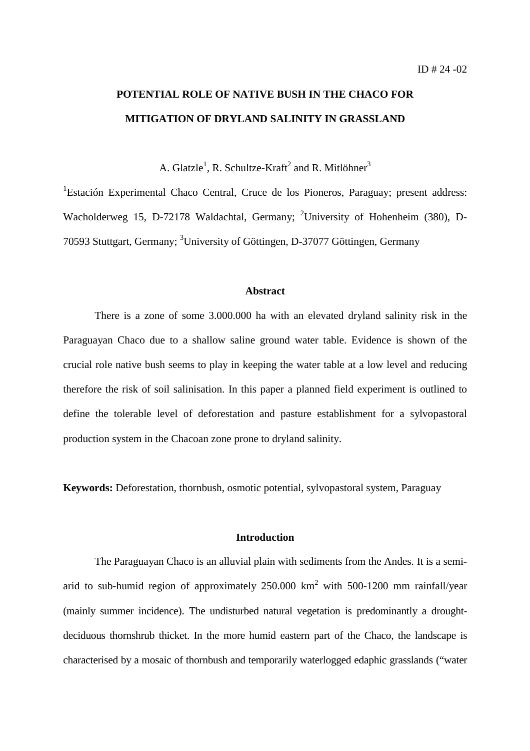ID # 24 -02

# POTENTIAL ROLE OF NATIVE BUSH IN THE CHACO FOR MITIGATION OF DRYLAND SALINITY IN GRASSLAND

A. Glatzle[1], R. Schultze-Kraft[2] and R. Mitlöhner[3]

[1]Estación Experimental Chaco Central, Cruce de los Pioneros, Paraguay; present address: Wacholderweg 15, D-72178 Waldachtal, Germany; [2]University of Hohenheim (380), D-70593 Stuttgart, Germany; [3]University of Göttingen, D-37077 Göttingen, Germany

## Abstract

There is a zone of some 3.000.000 ha with an elevated dryland salinity risk in the Paraguayan Chaco due to a shallow saline ground water table. Evidence is shown of the crucial role native bush seems to play in keeping the water table at a low level and reducing therefore the risk of soil salinisation. In this paper a planned field experiment is outlined to define the tolerable level of deforestation and pasture establishment for a sylvopastoral production system in the Chacoan zone prone to dryland salinity.

**Keywords:** Deforestation, thornbush, osmotic potential, sylvopastoral system, Paraguay

## Introduction

The Paraguayan Chaco is an alluvial plain with sediments from the Andes. It is a semi-arid to sub-humid region of approximately 250.000 km$^2$ with 500-1200 mm rainfall/year (mainly summer incidence). The undisturbed natural vegetation is predominantly a drought-deciduous thornshrub thicket. In the more humid eastern part of the Chaco, the landscape is characterised by a mosaic of thornbush and temporarily waterlogged edaphic grasslands ("water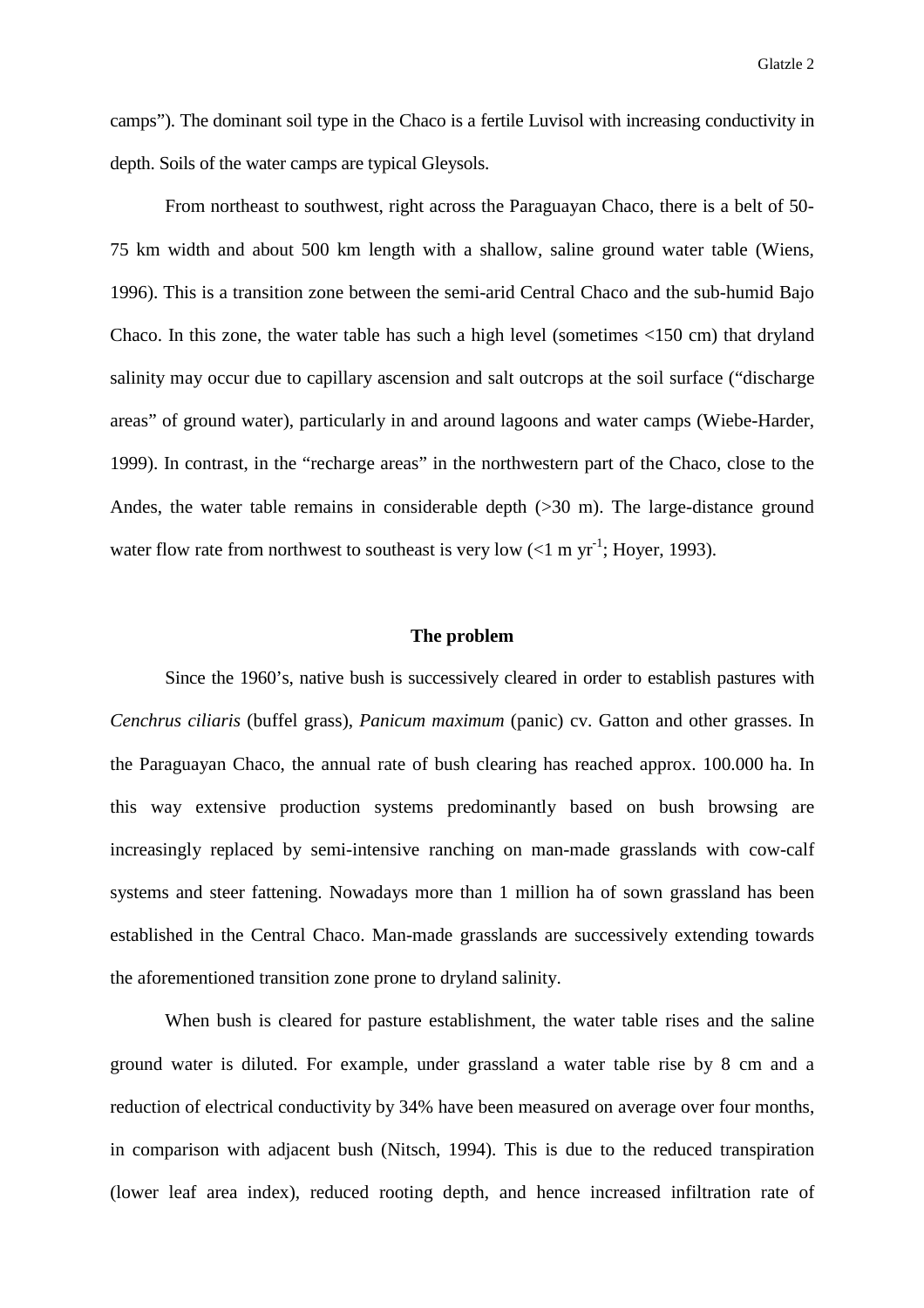camps"). The dominant soil type in the Chaco is a fertile Luvisol with increasing conductivity in depth. Soils of the water camps are typical Gleysols.

From northeast to southwest, right across the Paraguayan Chaco, there is a belt of 50-75 km width and about 500 km length with a shallow, saline ground water table (Wiens, 1996). This is a transition zone between the semi-arid Central Chaco and the sub-humid Bajo Chaco. In this zone, the water table has such a high level (sometimes <150 cm) that dryland salinity may occur due to capillary ascension and salt outcrops at the soil surface ("discharge areas" of ground water), particularly in and around lagoons and water camps (Wiebe-Harder, 1999). In contrast, in the "recharge areas" in the northwestern part of the Chaco, close to the Andes, the water table remains in considerable depth (>30 m). The large-distance ground water flow rate from northwest to southeast is very low (<1 m $yr^{-1}$; Hoyer, 1993).

## The problem

Since the 1960's, native bush is successively cleared in order to establish pastures with *Cenchrus ciliaris* (buffel grass), *Panicum maximum* (panic) cv. Gatton and other grasses. In the Paraguayan Chaco, the annual rate of bush clearing has reached approx. 100.000 ha. In this way extensive production systems predominantly based on bush browsing are increasingly replaced by semi-intensive ranching on man-made grasslands with cow-calf systems and steer fattening. Nowadays more than 1 million ha of sown grassland has been established in the Central Chaco. Man-made grasslands are successively extending towards the aforementioned transition zone prone to dryland salinity.

When bush is cleared for pasture establishment, the water table rises and the saline ground water is diluted. For example, under grassland a water table rise by 8 cm and a reduction of electrical conductivity by 34% have been measured on average over four months, in comparison with adjacent bush (Nitsch, 1994). This is due to the reduced transpiration (lower leaf area index), reduced rooting depth, and hence increased infiltration rate of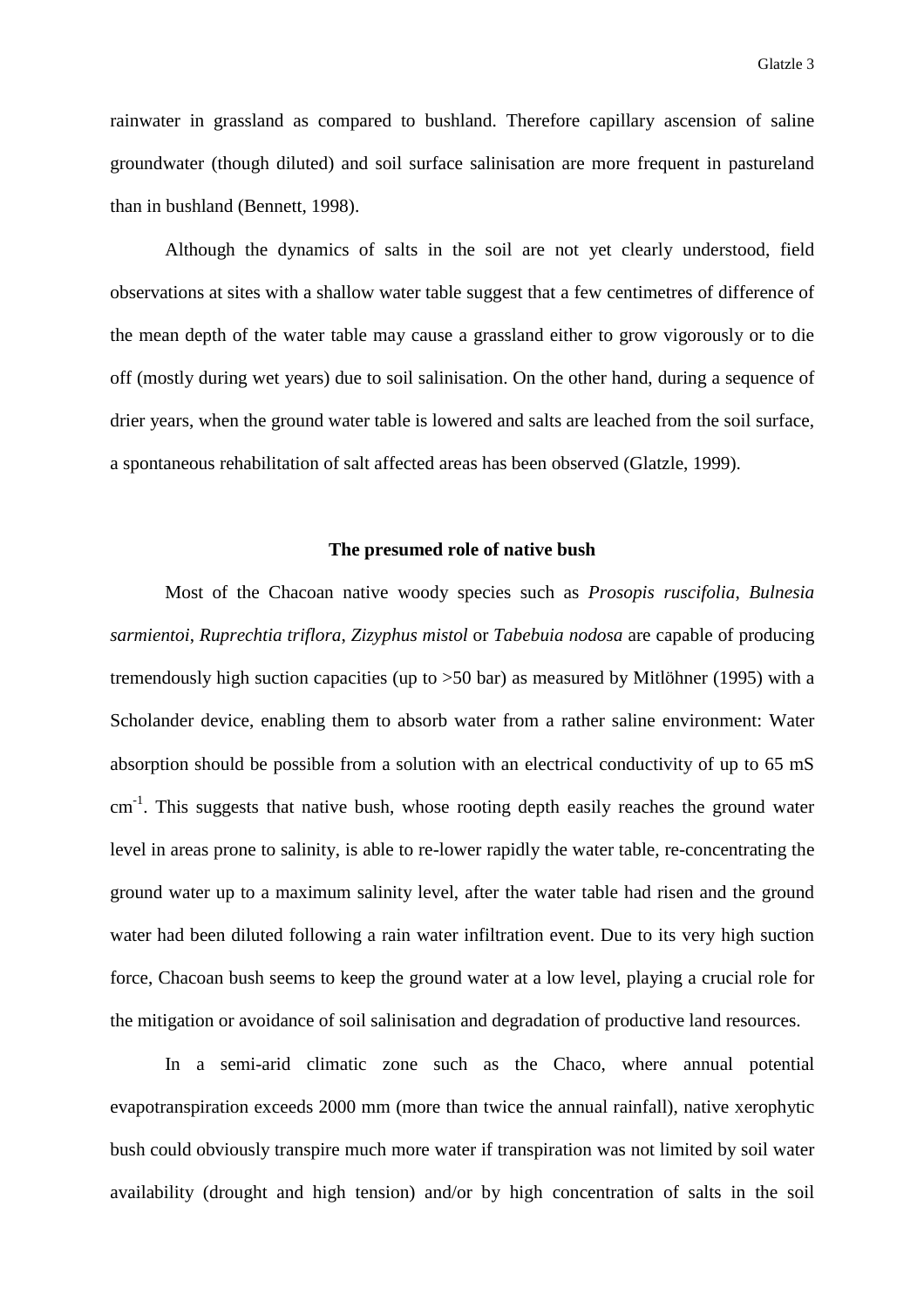rainwater in grassland as compared to bushland. Therefore capillary ascension of saline groundwater (though diluted) and soil surface salinisation are more frequent in pastureland than in bushland (Bennett, 1998).

Although the dynamics of salts in the soil are not yet clearly understood, field observations at sites with a shallow water table suggest that a few centimetres of difference of the mean depth of the water table may cause a grassland either to grow vigorously or to die off (mostly during wet years) due to soil salinisation. On the other hand, during a sequence of drier years, when the ground water table is lowered and salts are leached from the soil surface, a spontaneous rehabilitation of salt affected areas has been observed (Glatzle, 1999).

## The presumed role of native bush

Most of the Chacoan native woody species such as *Prosopis ruscifolia*, *Bulnesia sarmientoi*, *Ruprechtia triflora*, *Zizyphus mistol* or *Tabebuia nodosa* are capable of producing tremendously high suction capacities (up to >50 bar) as measured by Mitlöhner (1995) with a Scholander device, enabling them to absorb water from a rather saline environment: Water absorption should be possible from a solution with an electrical conductivity of up to 65 mS $cm^{-1}$. This suggests that native bush, whose rooting depth easily reaches the ground water level in areas prone to salinity, is able to re-lower rapidly the water table, re-concentrating the ground water up to a maximum salinity level, after the water table had risen and the ground water had been diluted following a rain water infiltration event. Due to its very high suction force, Chacoan bush seems to keep the ground water at a low level, playing a crucial role for the mitigation or avoidance of soil salinisation and degradation of productive land resources.

In a semi-arid climatic zone such as the Chaco, where annual potential evapotranspiration exceeds 2000 mm (more than twice the annual rainfall), native xerophytic bush could obviously transpire much more water if transpiration was not limited by soil water availability (drought and high tension) and/or by high concentration of salts in the soil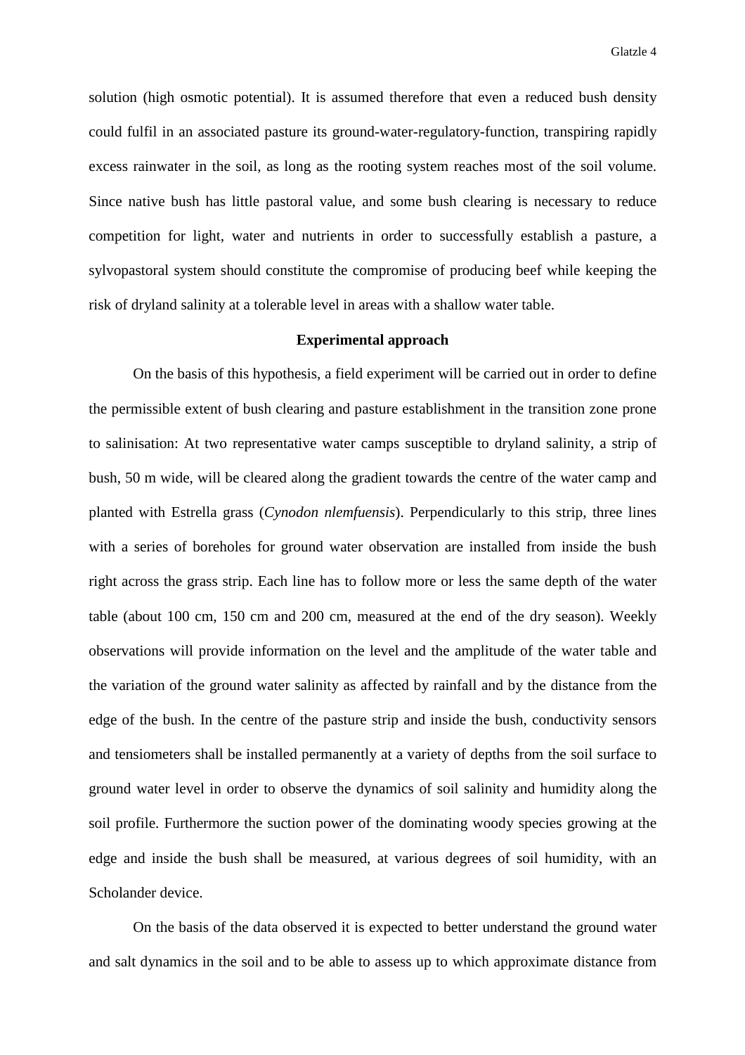solution (high osmotic potential). It is assumed therefore that even a reduced bush density could fulfil in an associated pasture its ground-water-regulatory-function, transpiring rapidly excess rainwater in the soil, as long as the rooting system reaches most of the soil volume. Since native bush has little pastoral value, and some bush clearing is necessary to reduce competition for light, water and nutrients in order to successfully establish a pasture, a sylvopastoral system should constitute the compromise of producing beef while keeping the risk of dryland salinity at a tolerable level in areas with a shallow water table.

## Experimental approach

On the basis of this hypothesis, a field experiment will be carried out in order to define the permissible extent of bush clearing and pasture establishment in the transition zone prone to salinisation: At two representative water camps susceptible to dryland salinity, a strip of bush, 50 m wide, will be cleared along the gradient towards the centre of the water camp and planted with Estrella grass (*Cynodon nlemfuensis*). Perpendicularly to this strip, three lines with a series of boreholes for ground water observation are installed from inside the bush right across the grass strip. Each line has to follow more or less the same depth of the water table (about 100 cm, 150 cm and 200 cm, measured at the end of the dry season). Weekly observations will provide information on the level and the amplitude of the water table and the variation of the ground water salinity as affected by rainfall and by the distance from the edge of the bush. In the centre of the pasture strip and inside the bush, conductivity sensors and tensiometers shall be installed permanently at a variety of depths from the soil surface to ground water level in order to observe the dynamics of soil salinity and humidity along the soil profile. Furthermore the suction power of the dominating woody species growing at the edge and inside the bush shall be measured, at various degrees of soil humidity, with an Scholander device.

On the basis of the data observed it is expected to better understand the ground water and salt dynamics in the soil and to be able to assess up to which approximate distance from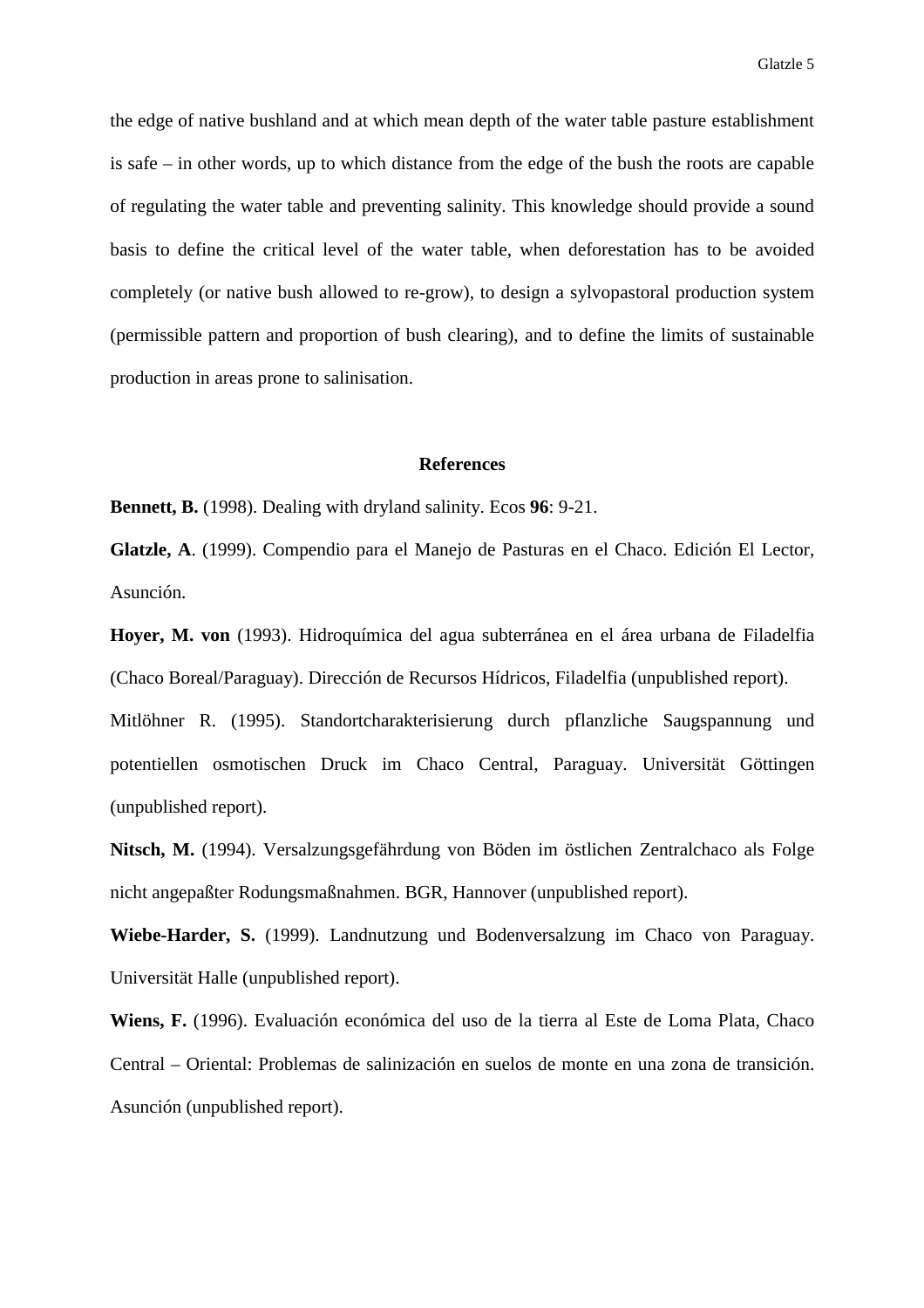the edge of native bushland and at which mean depth of the water table pasture establishment is safe – in other words, up to which distance from the edge of the bush the roots are capable of regulating the water table and preventing salinity. This knowledge should provide a sound basis to define the critical level of the water table, when deforestation has to be avoided completely (or native bush allowed to re-grow), to design a sylvopastoral production system (permissible pattern and proportion of bush clearing), and to define the limits of sustainable production in areas prone to salinisation.

## References

**Bennett, B.** (1998). Dealing with dryland salinity. Ecos **96**: 9-21.

**Glatzle, A**. (1999). Compendio para el Manejo de Pasturas en el Chaco. Edición El Lector, Asunción.

**Hoyer, M. von** (1993). Hidroquímica del agua subterránea en el área urbana de Filadelfia (Chaco Boreal/Paraguay). Dirección de Recursos Hídricos, Filadelfia (unpublished report).

Mitlöhner R. (1995). Standortcharakterisierung durch pflanzliche Saugspannung und potentiellen osmotischen Druck im Chaco Central, Paraguay. Universität Göttingen (unpublished report).

**Nitsch, M.** (1994). Versalzungsgefährdung von Böden im östlichen Zentralchaco als Folge nicht angepaßter Rodungsmaßnahmen. BGR, Hannover (unpublished report).

**Wiebe-Harder, S.** (1999). Landnutzung und Bodenversalzung im Chaco von Paraguay. Universität Halle (unpublished report).

**Wiens, F.** (1996). Evaluación económica del uso de la tierra al Este de Loma Plata, Chaco Central – Oriental: Problemas de salinización en suelos de monte en una zona de transición. Asunción (unpublished report).